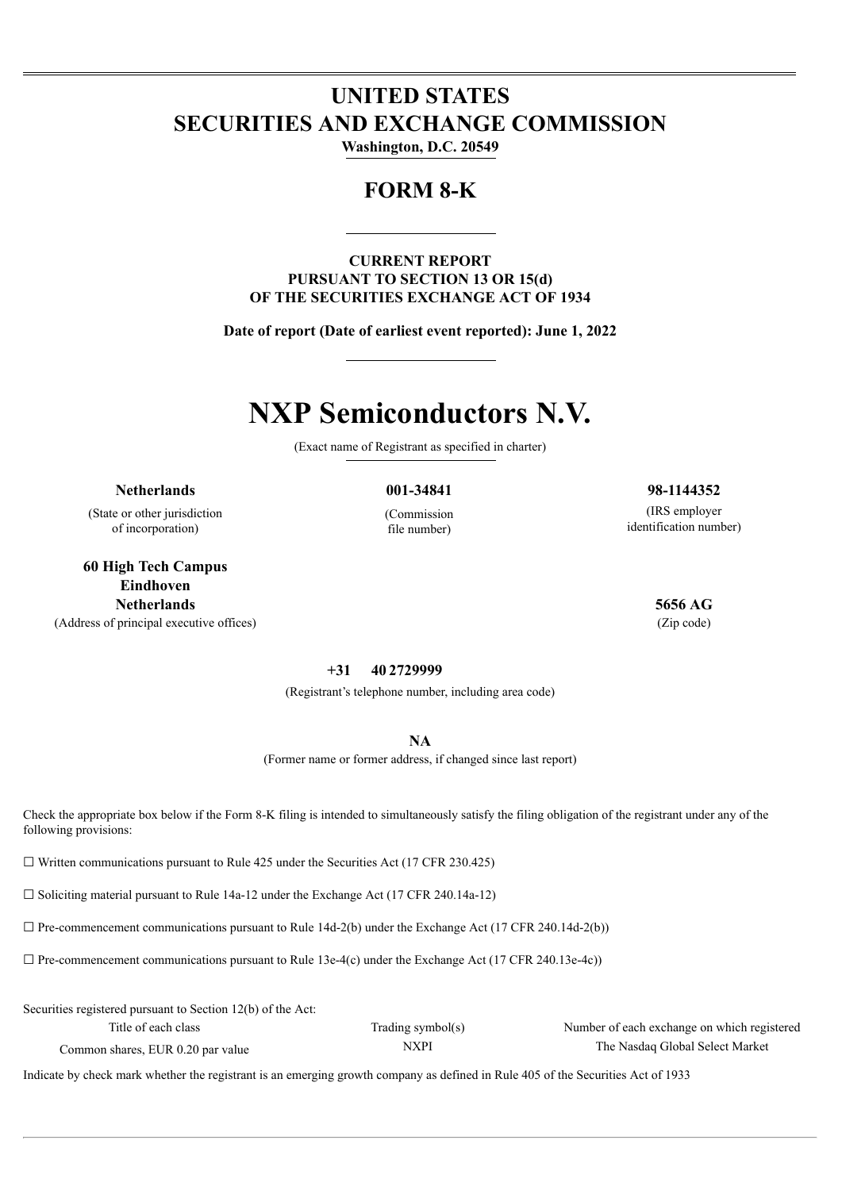# UNITED STATES
# SECURITIES AND EXCHANGE COMMISSION

**Washington, D.C. 20549**

## FORM 8-K

**CURRENT REPORT**
**PURSUANT TO SECTION 13 OR 15(d)**
**OF THE SECURITIES EXCHANGE ACT OF 1934**

**Date of report (Date of earliest event reported): June 1, 2022**

# NXP Semiconductors N.V.

(Exact name of Registrant as specified in charter)

| **Netherlands** | **001-34841** | **98-1144352** |
|---|---|---|
| (State or other jurisdiction of incorporation) | (Commission file number) | (IRS employer identification number) |

**60 High Tech Campus**
**Eindhoven**
**Netherlands**
(Address of principal executive offices)

**5656 AG**
(Zip code)

**+31 40 2729999**
(Registrant's telephone number, including area code)

**NA**
(Former name or former address, if changed since last report)

Check the appropriate box below if the Form 8-K filing is intended to simultaneously satisfy the filing obligation of the registrant under any of the following provisions:

☐ Written communications pursuant to Rule 425 under the Securities Act (17 CFR 230.425)

☐ Soliciting material pursuant to Rule 14a-12 under the Exchange Act (17 CFR 240.14a-12)

☐ Pre-commencement communications pursuant to Rule 14d-2(b) under the Exchange Act (17 CFR 240.14d-2(b))

☐ Pre-commencement communications pursuant to Rule 13e-4(c) under the Exchange Act (17 CFR 240.13e-4c))

Securities registered pursuant to Section 12(b) of the Act:

| Title of each class | Trading symbol(s) | Number of each exchange on which registered |
|---|---|---|
| Common shares, EUR 0.20 par value | NXPI | The Nasdaq Global Select Market |

Indicate by check mark whether the registrant is an emerging growth company as defined in Rule 405 of the Securities Act of 1933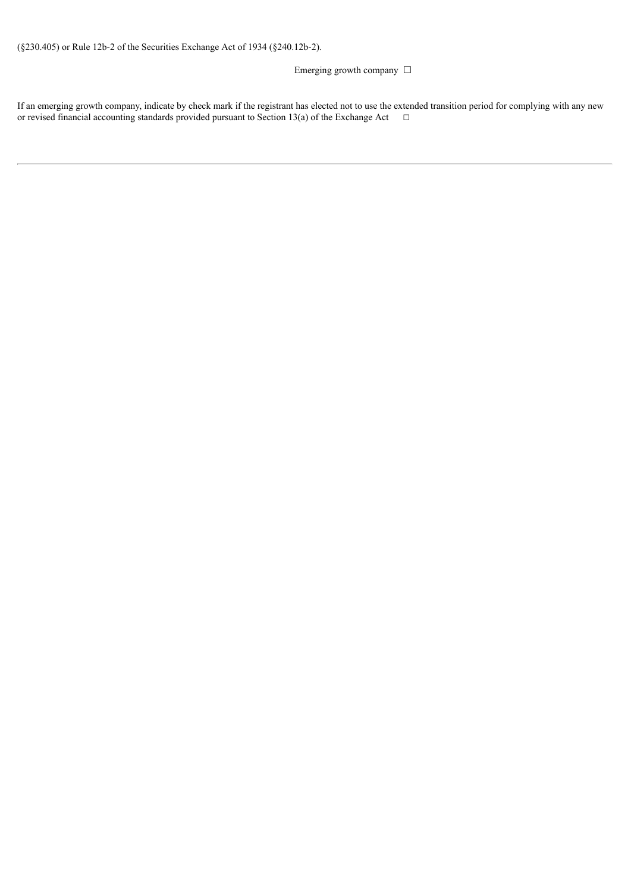(§230.405) or Rule 12b-2 of the Securities Exchange Act of 1934 (§240.12b-2).

Emerging growth company ☐

If an emerging growth company, indicate by check mark if the registrant has elected not to use the extended transition period for complying with any new or revised financial accounting standards provided pursuant to Section 13(a) of the Exchange Act ☐

---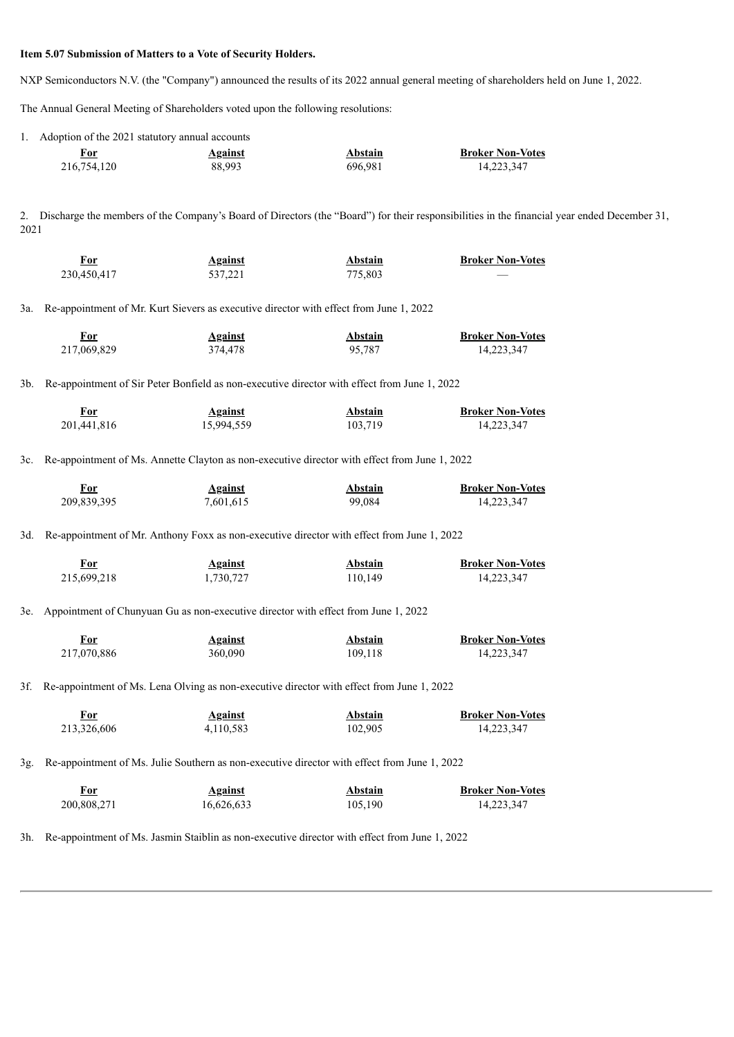**Item 5.07 Submission of Matters to a Vote of Security Holders.**

NXP Semiconductors N.V. (the "Company") announced the results of its 2022 annual general meeting of shareholders held on June 1, 2022.

The Annual General Meeting of Shareholders voted upon the following resolutions:

1. Adoption of the 2021 statutory annual accounts

| For | Against | Abstain | Broker Non-Votes |
|---|---|---|---|
| 216,754,120 | 88,993 | 696,981 | 14,223,347 |

2. Discharge the members of the Company's Board of Directors (the "Board") for their responsibilities in the financial year ended December 31, 2021

| For | Against | Abstain | Broker Non-Votes |
|---|---|---|---|
| 230,450,417 | 537,221 | 775,803 | — |

3a. Re-appointment of Mr. Kurt Sievers as executive director with effect from June 1, 2022

| For | Against | Abstain | Broker Non-Votes |
|---|---|---|---|
| 217,069,829 | 374,478 | 95,787 | 14,223,347 |

3b. Re-appointment of Sir Peter Bonfield as non-executive director with effect from June 1, 2022

| For | Against | Abstain | Broker Non-Votes |
|---|---|---|---|
| 201,441,816 | 15,994,559 | 103,719 | 14,223,347 |

3c. Re-appointment of Ms. Annette Clayton as non-executive director with effect from June 1, 2022

| For | Against | Abstain | Broker Non-Votes |
|---|---|---|---|
| 209,839,395 | 7,601,615 | 99,084 | 14,223,347 |

3d. Re-appointment of Mr. Anthony Foxx as non-executive director with effect from June 1, 2022

| For | Against | Abstain | Broker Non-Votes |
|---|---|---|---|
| 215,699,218 | 1,730,727 | 110,149 | 14,223,347 |

3e. Appointment of Chunyuan Gu as non-executive director with effect from June 1, 2022

| For | Against | Abstain | Broker Non-Votes |
|---|---|---|---|
| 217,070,886 | 360,090 | 109,118 | 14,223,347 |

3f. Re-appointment of Ms. Lena Olving as non-executive director with effect from June 1, 2022

| For | Against | Abstain | Broker Non-Votes |
|---|---|---|---|
| 213,326,606 | 4,110,583 | 102,905 | 14,223,347 |

3g. Re-appointment of Ms. Julie Southern as non-executive director with effect from June 1, 2022

| For | Against | Abstain | Broker Non-Votes |
|---|---|---|---|
| 200,808,271 | 16,626,633 | 105,190 | 14,223,347 |

3h. Re-appointment of Ms. Jasmin Staiblin as non-executive director with effect from June 1, 2022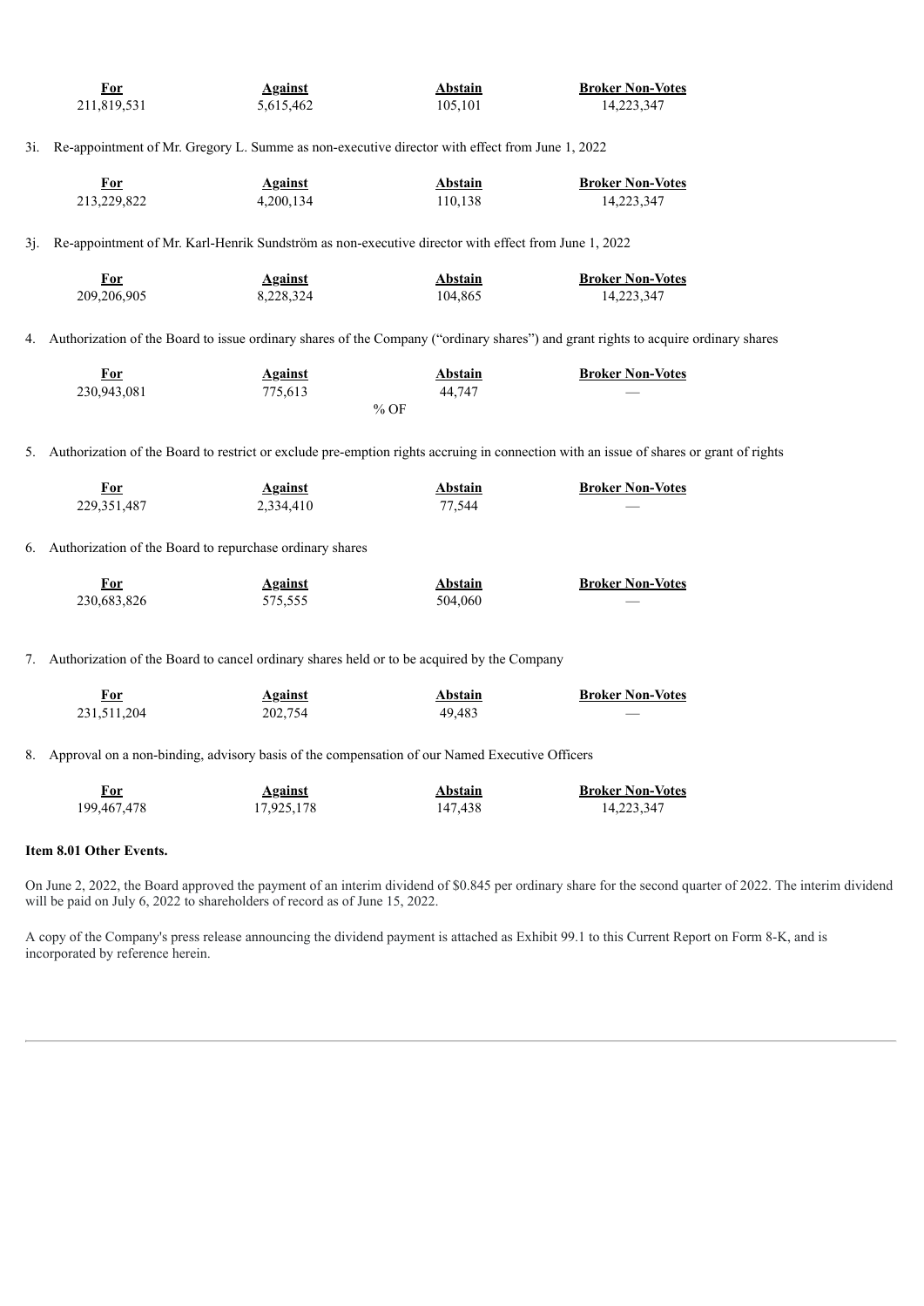| For | Against | Abstain | Broker Non-Votes |
|---|---|---|---|
| 211,819,531 | 5,615,462 | 105,101 | 14,223,347 |

3i. Re-appointment of Mr. Gregory L. Summe as non-executive director with effect from June 1, 2022

| For | Against | Abstain | Broker Non-Votes |
|---|---|---|---|
| 213,229,822 | 4,200,134 | 110,138 | 14,223,347 |

3j. Re-appointment of Mr. Karl-Henrik Sundström as non-executive director with effect from June 1, 2022

| For | Against | Abstain | Broker Non-Votes |
|---|---|---|---|
| 209,206,905 | 8,228,324 | 104,865 | 14,223,347 |

4. Authorization of the Board to issue ordinary shares of the Company ("ordinary shares") and grant rights to acquire ordinary shares

| For | Against | Abstain | Broker Non-Votes |
|---|---|---|---|
| 230,943,081 | 775,613 | 44,747 | — |

% OF

5. Authorization of the Board to restrict or exclude pre-emption rights accruing in connection with an issue of shares or grant of rights

| For | Against | Abstain | Broker Non-Votes |
|---|---|---|---|
| 229,351,487 | 2,334,410 | 77,544 | — |

6. Authorization of the Board to repurchase ordinary shares

| For | Against | Abstain | Broker Non-Votes |
|---|---|---|---|
| 230,683,826 | 575,555 | 504,060 | — |

7. Authorization of the Board to cancel ordinary shares held or to be acquired by the Company

| For | Against | Abstain | Broker Non-Votes |
|---|---|---|---|
| 231,511,204 | 202,754 | 49,483 | — |

8. Approval on a non-binding, advisory basis of the compensation of our Named Executive Officers

| For | Against | Abstain | Broker Non-Votes |
|---|---|---|---|
| 199,467,478 | 17,925,178 | 147,438 | 14,223,347 |

**Item 8.01 Other Events.**

On June 2, 2022, the Board approved the payment of an interim dividend of $0.845 per ordinary share for the second quarter of 2022. The interim dividend will be paid on July 6, 2022 to shareholders of record as of June 15, 2022.

A copy of the Company's press release announcing the dividend payment is attached as Exhibit 99.1 to this Current Report on Form 8-K, and is incorporated by reference herein.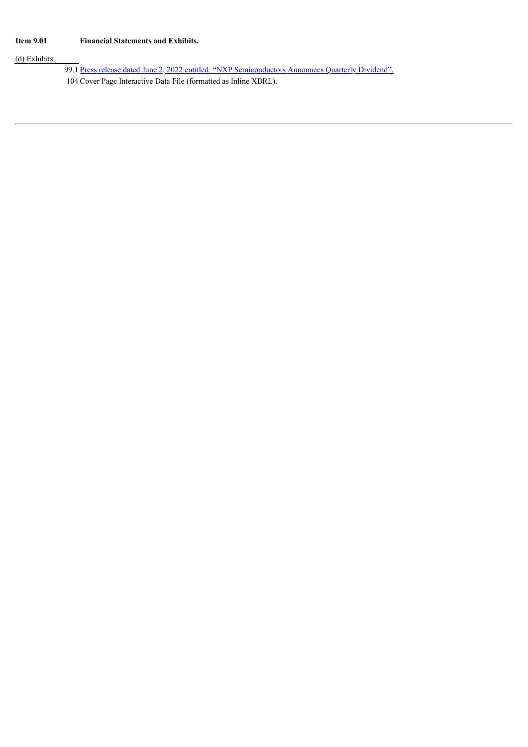**Item 9.01 Financial Statements and Exhibits.**

(d) Exhibits

99.1 Press release dated June 2, 2022 entitled: “NXP Semiconductors Announces Quarterly Dividend”.

104 Cover Page Interactive Data File (formatted as Inline XBRL).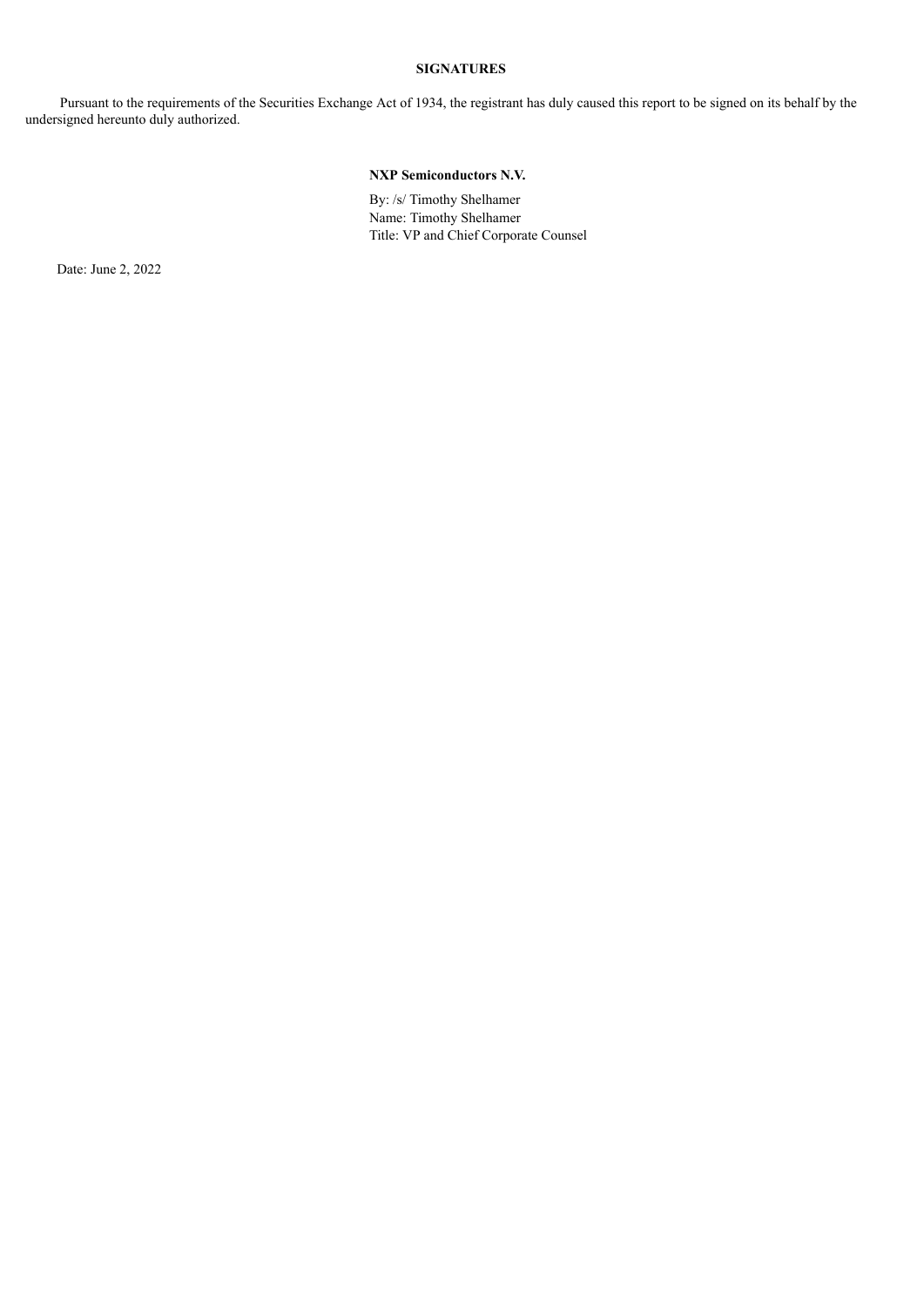**SIGNATURES**

Pursuant to the requirements of the Securities Exchange Act of 1934, the registrant has duly caused this report to be signed on its behalf by the undersigned hereunto duly authorized.

**NXP Semiconductors N.V.**

By: /s/ Timothy Shelhamer
Name: Timothy Shelhamer
Title: VP and Chief Corporate Counsel

Date: June 2, 2022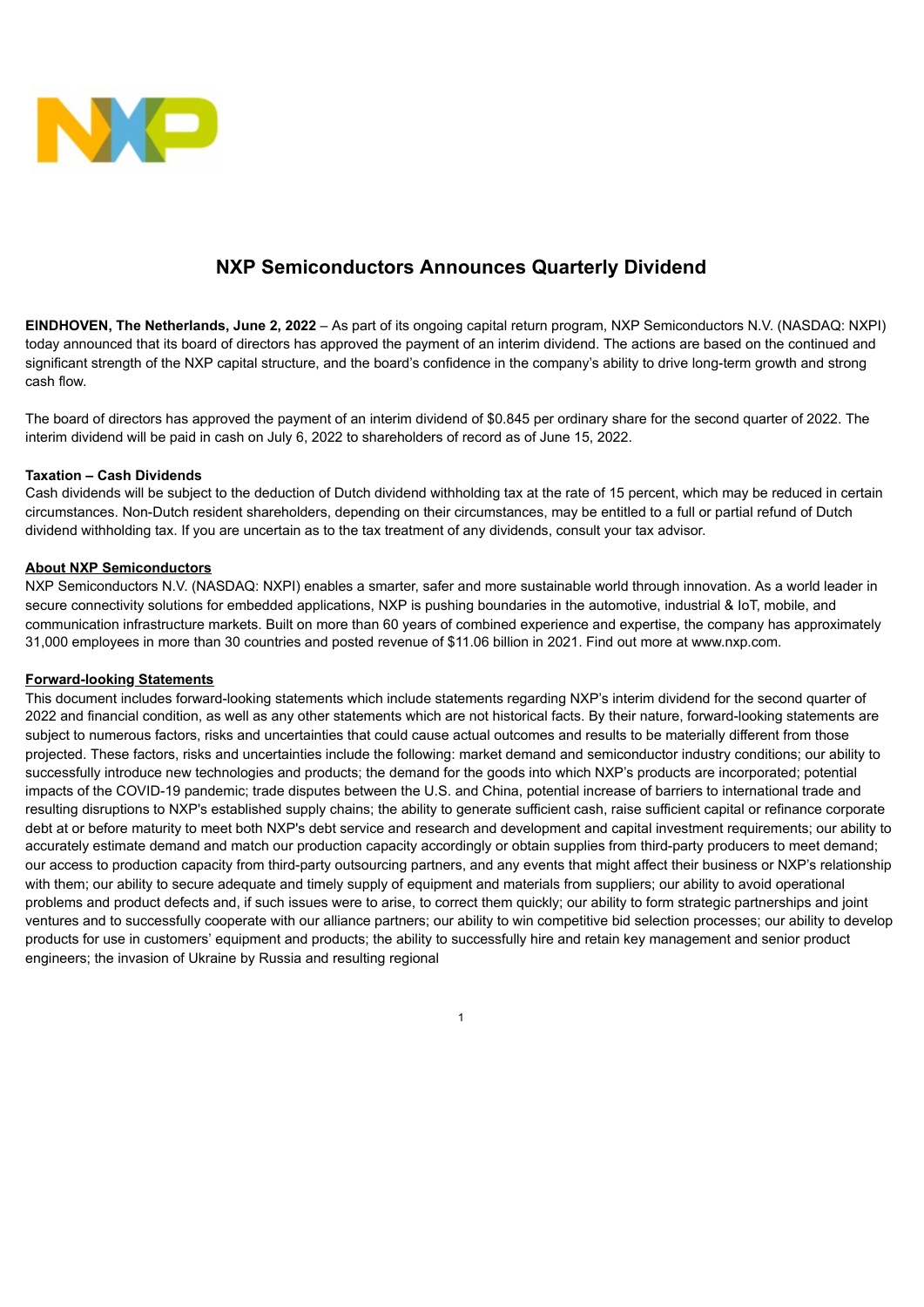# NXP Semiconductors Announces Quarterly Dividend

**EINDHOVEN, The Netherlands, June 2, 2022** – As part of its ongoing capital return program, NXP Semiconductors N.V. (NASDAQ: NXPI) today announced that its board of directors has approved the payment of an interim dividend. The actions are based on the continued and significant strength of the NXP capital structure, and the board's confidence in the company's ability to drive long-term growth and strong cash flow.

The board of directors has approved the payment of an interim dividend of $0.845 per ordinary share for the second quarter of 2022. The interim dividend will be paid in cash on July 6, 2022 to shareholders of record as of June 15, 2022.

**Taxation – Cash Dividends**

Cash dividends will be subject to the deduction of Dutch dividend withholding tax at the rate of 15 percent, which may be reduced in certain circumstances. Non-Dutch resident shareholders, depending on their circumstances, may be entitled to a full or partial refund of Dutch dividend withholding tax. If you are uncertain as to the tax treatment of any dividends, consult your tax advisor.

**About NXP Semiconductors**

NXP Semiconductors N.V. (NASDAQ: NXPI) enables a smarter, safer and more sustainable world through innovation. As a world leader in secure connectivity solutions for embedded applications, NXP is pushing boundaries in the automotive, industrial & IoT, mobile, and communication infrastructure markets. Built on more than 60 years of combined experience and expertise, the company has approximately 31,000 employees in more than 30 countries and posted revenue of $11.06 billion in 2021. Find out more at www.nxp.com.

**Forward-looking Statements**

This document includes forward-looking statements which include statements regarding NXP's interim dividend for the second quarter of 2022 and financial condition, as well as any other statements which are not historical facts. By their nature, forward-looking statements are subject to numerous factors, risks and uncertainties that could cause actual outcomes and results to be materially different from those projected. These factors, risks and uncertainties include the following: market demand and semiconductor industry conditions; our ability to successfully introduce new technologies and products; the demand for the goods into which NXP's products are incorporated; potential impacts of the COVID-19 pandemic; trade disputes between the U.S. and China, potential increase of barriers to international trade and resulting disruptions to NXP's established supply chains; the ability to generate sufficient cash, raise sufficient capital or refinance corporate debt at or before maturity to meet both NXP's debt service and research and development and capital investment requirements; our ability to accurately estimate demand and match our production capacity accordingly or obtain supplies from third-party producers to meet demand; our access to production capacity from third-party outsourcing partners, and any events that might affect their business or NXP's relationship with them; our ability to secure adequate and timely supply of equipment and materials from suppliers; our ability to avoid operational problems and product defects and, if such issues were to arise, to correct them quickly; our ability to form strategic partnerships and joint ventures and to successfully cooperate with our alliance partners; our ability to win competitive bid selection processes; our ability to develop products for use in customers' equipment and products; the ability to successfully hire and retain key management and senior product engineers; the invasion of Ukraine by Russia and resulting regional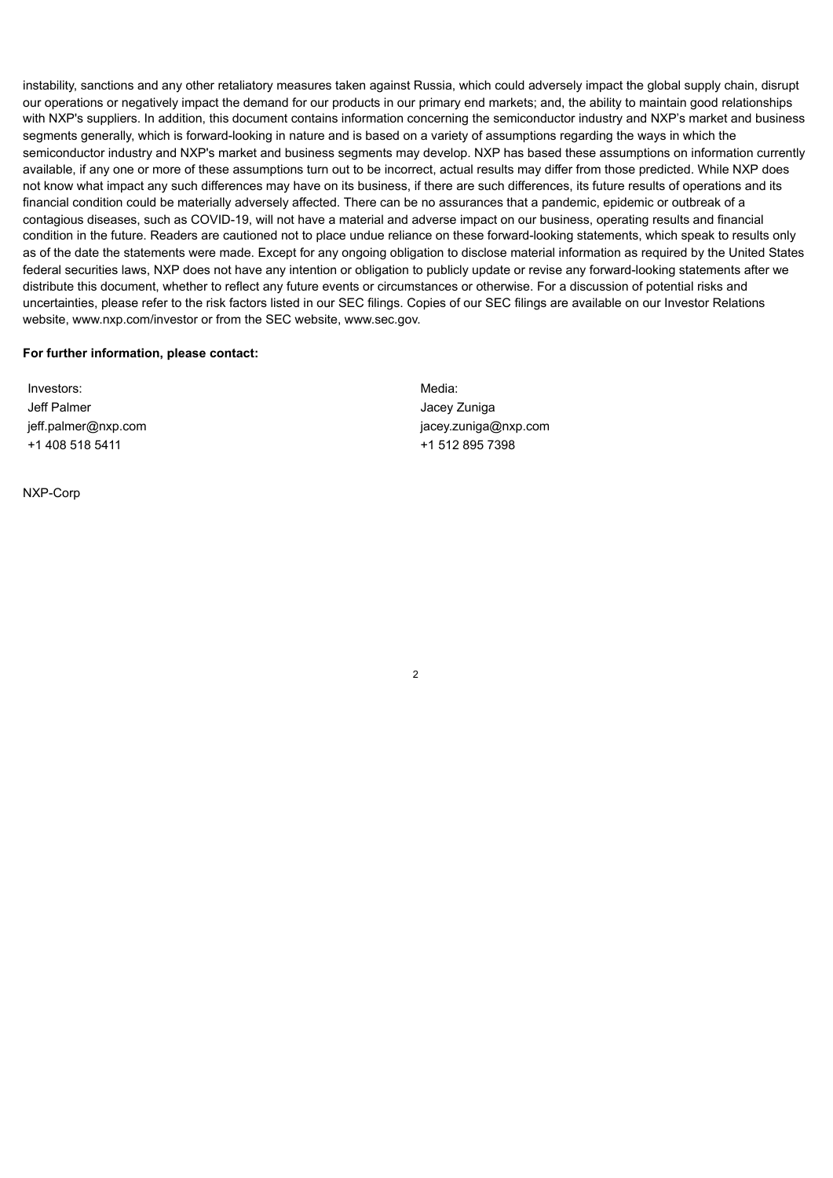instability, sanctions and any other retaliatory measures taken against Russia, which could adversely impact the global supply chain, disrupt our operations or negatively impact the demand for our products in our primary end markets; and, the ability to maintain good relationships with NXP's suppliers. In addition, this document contains information concerning the semiconductor industry and NXP's market and business segments generally, which is forward-looking in nature and is based on a variety of assumptions regarding the ways in which the semiconductor industry and NXP's market and business segments may develop. NXP has based these assumptions on information currently available, if any one or more of these assumptions turn out to be incorrect, actual results may differ from those predicted. While NXP does not know what impact any such differences may have on its business, if there are such differences, its future results of operations and its financial condition could be materially adversely affected. There can be no assurances that a pandemic, epidemic or outbreak of a contagious diseases, such as COVID-19, will not have a material and adverse impact on our business, operating results and financial condition in the future. Readers are cautioned not to place undue reliance on these forward-looking statements, which speak to results only as of the date the statements were made. Except for any ongoing obligation to disclose material information as required by the United States federal securities laws, NXP does not have any intention or obligation to publicly update or revise any forward-looking statements after we distribute this document, whether to reflect any future events or circumstances or otherwise. For a discussion of potential risks and uncertainties, please refer to the risk factors listed in our SEC filings. Copies of our SEC filings are available on our Investor Relations website, www.nxp.com/investor or from the SEC website, www.sec.gov.

**For further information, please contact:**

| | |
|---|---|
| Investors: | Media: |
| Jeff Palmer | Jacey Zuniga |
| jeff.palmer@nxp.com | jacey.zuniga@nxp.com |
| +1 408 518 5411 | +1 512 895 7398 |

NXP-Corp